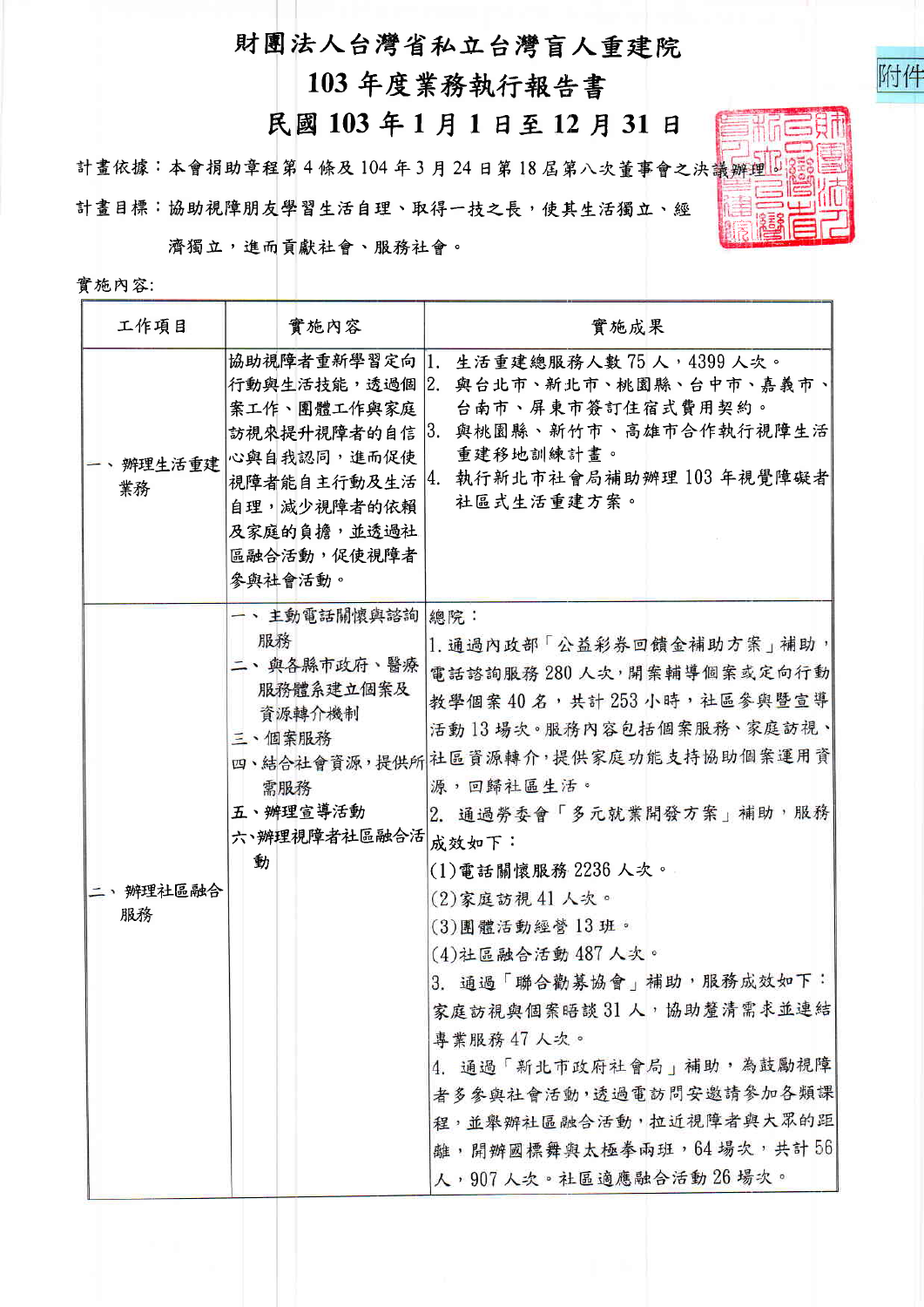# 財團法人台灣省私立台灣盲人重建院

## 103 年度業務執行報告書

## 民國 103 年 1 月 1 日至 12 月 31 日

附件

計畫依據：本會捐助章程第 4 條及 104 年 3 月 24 日第 18 屆第八次董事會之決議辦理。

計畫目標：協助視障朋友學習生活自理、取得一技之長，使其生活獨立、經濟獨立，進而貢獻社會、服務社會。

實施內容:

| 工作項目 | 實施內容 | 實施成果 |
|---|---|---|
| 一、辦理生活重建業務 | 協助視障者重新學習定向行動與生活技能，透過個案工作、團體工作與家庭訪視來提升視障者的自信心與自我認同，進而促使視障者能自主行動及生活自理，減少視障者的依賴及家庭的負擔，並透過社區融合活動，促使視障者參與社會活動。 | 1. 生活重建總服務人數 75 人，4399 人次。<br>2. 與台北市、新北市、桃園縣、台中市、嘉義市、台南市、屏東市簽訂住宿式費用契約。<br>3. 與桃園縣、新竹市、高雄市合作執行視障生活重建移地訓練計畫。<br>4. 執行新北市社會局補助辦理 103 年視覺障礙者社區式生活重建方案。 |
| 二、辦理社區融合服務 | 一、主動電話關懷與諮詢服務<br>二、與各縣市政府、醫療服務體系建立個案及資源轉介機制<br>三、個案服務<br>四、結合社會資源，提供所需服務<br>五、辦理宣導活動<br>六、辦理視障者社區融合活動 | 總院：<br>1. 通過內政部「公益彩券回饋金補助方案」補助，電話諮詢服務 280 人次，開案輔導個案或定向行動教學個案 40 名，共計 253 小時，社區參與暨宣導活動 13 場次。服務內容包括個案服務、家庭訪視、社區資源轉介，提供家庭功能支持協助個案運用資源，回歸社區生活。<br>2. 通過勞委會「多元就業開發方案」補助，服務成效如下：<br>(1)電話關懷服務 2236 人次。<br>(2)家庭訪視 41 人次。<br>(3)團體活動經營 13 班。<br>(4)社區融合活動 487 人次。<br>3. 通過「聯合勸募協會」補助，服務成效如下：家庭訪視與個案晤談 31 人，協助釐清需求並連結專業服務 47 人次。<br>4. 通過「新北市政府社會局」補助，為鼓勵視障者多參與社會活動，透過電訪問安邀請參加各類課程，並舉辦社區融合活動，拉近視障者與大眾的距離，開辦國標舞與太極拳兩班，64 場次，共計 56 人，907 人次。社區適應融合活動 26 場次。 |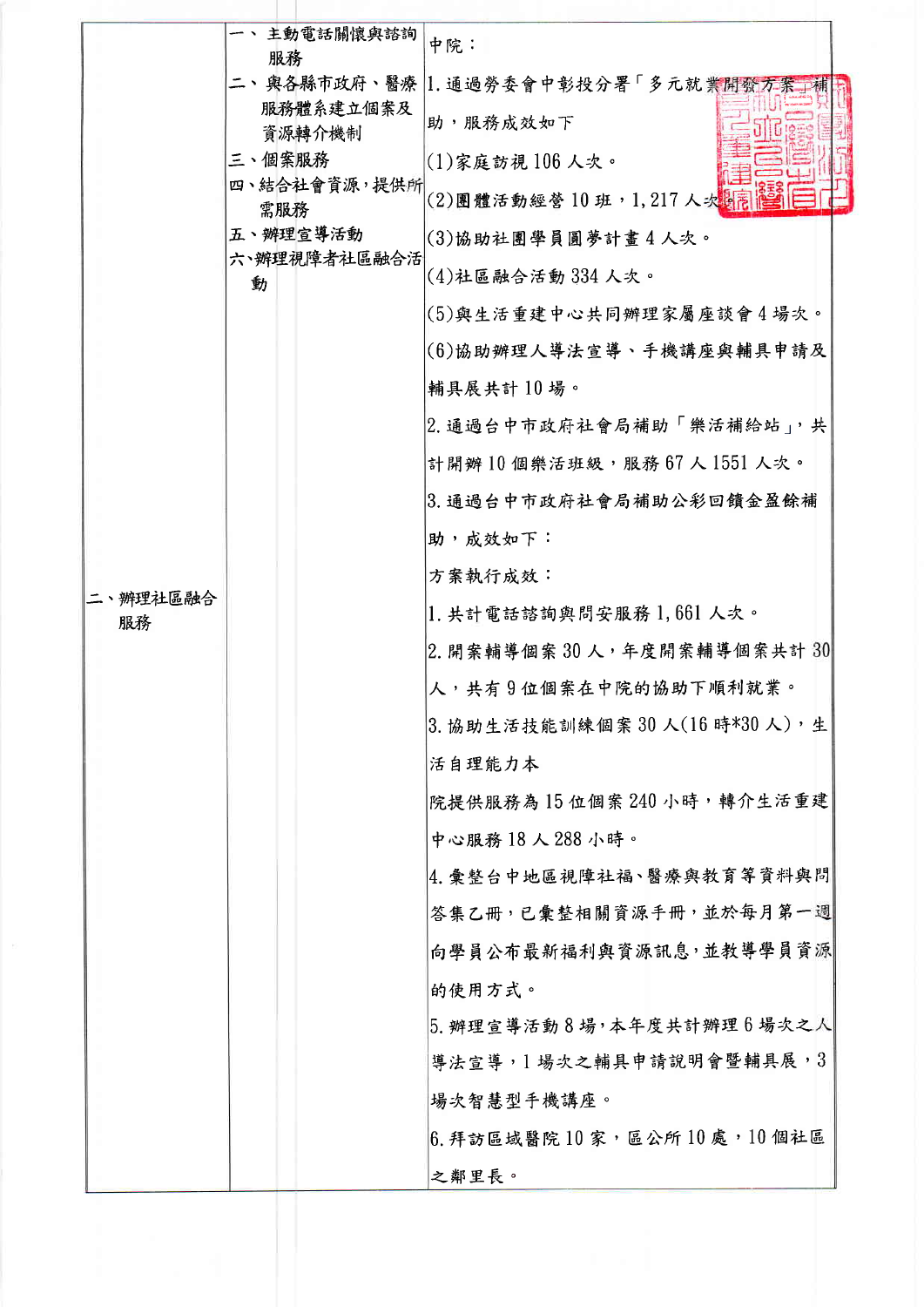| | | |
|---|---|---|
| 二、辦理社區融合服務 | 一、主動電話關懷與諮詢服務<br>二、與各縣市政府、醫療服務體系建立個案及資源轉介機制<br>三、個案服務<br>四、結合社會資源，提供所需服務<br>五、辦理宣導活動<br>六、辦理視障者社區融合活動 | 中院：<br>1. 通過勞委會中彰投分署「多元就業開發方案」補助，服務成效如下<br>(1)家庭訪視 106 人次。<br>(2)團體活動經營 10 班，1,217 人次。<br>(3)協助社團學員圓夢計畫 4 人次。<br>(4)社區融合活動 334 人次。<br>(5)與生活重建中心共同辦理家屬座談會 4 場次。<br>(6)協助辦理人導法宣導、手機講座與輔具申請及輔具展共計 10 場。<br>2. 通過台中市政府社會局補助「樂活補給站」，共計開辦 10 個樂活班級，服務 67 人 1551 人次。<br>3. 通過台中市政府社會局補助公彩回饋金盈餘補助，成效如下：<br>方案執行成效：<br>1. 共計電話諮詢與問安服務 1,661 人次。<br>2. 開案輔導個案 30 人，年度開案輔導個案共計 30 人，共有 9 位個案在中院的協助下順利就業。<br>3. 協助生活技能訓練個案 30 人(16 時*30 人)，生活自理能力本<br>院提供服務為 15 位個案 240 小時，轉介生活重建中心服務 18 人 288 小時。<br>4. 彙整台中地區視障社福、醫療與教育等資料與問答集乙冊，已彙整相關資源手冊，並於每月第一週向學員公布最新福利與資源訊息，並教導學員資源的使用方式。<br>5. 辦理宣導活動 8 場，本年度共計辦理 6 場次之人導法宣導，1 場次之輔具申請說明會暨輔具展，3 場次智慧型手機講座。<br>6. 拜訪區域醫院 10 家，區公所 10 處，10 個社區之鄰里長。 |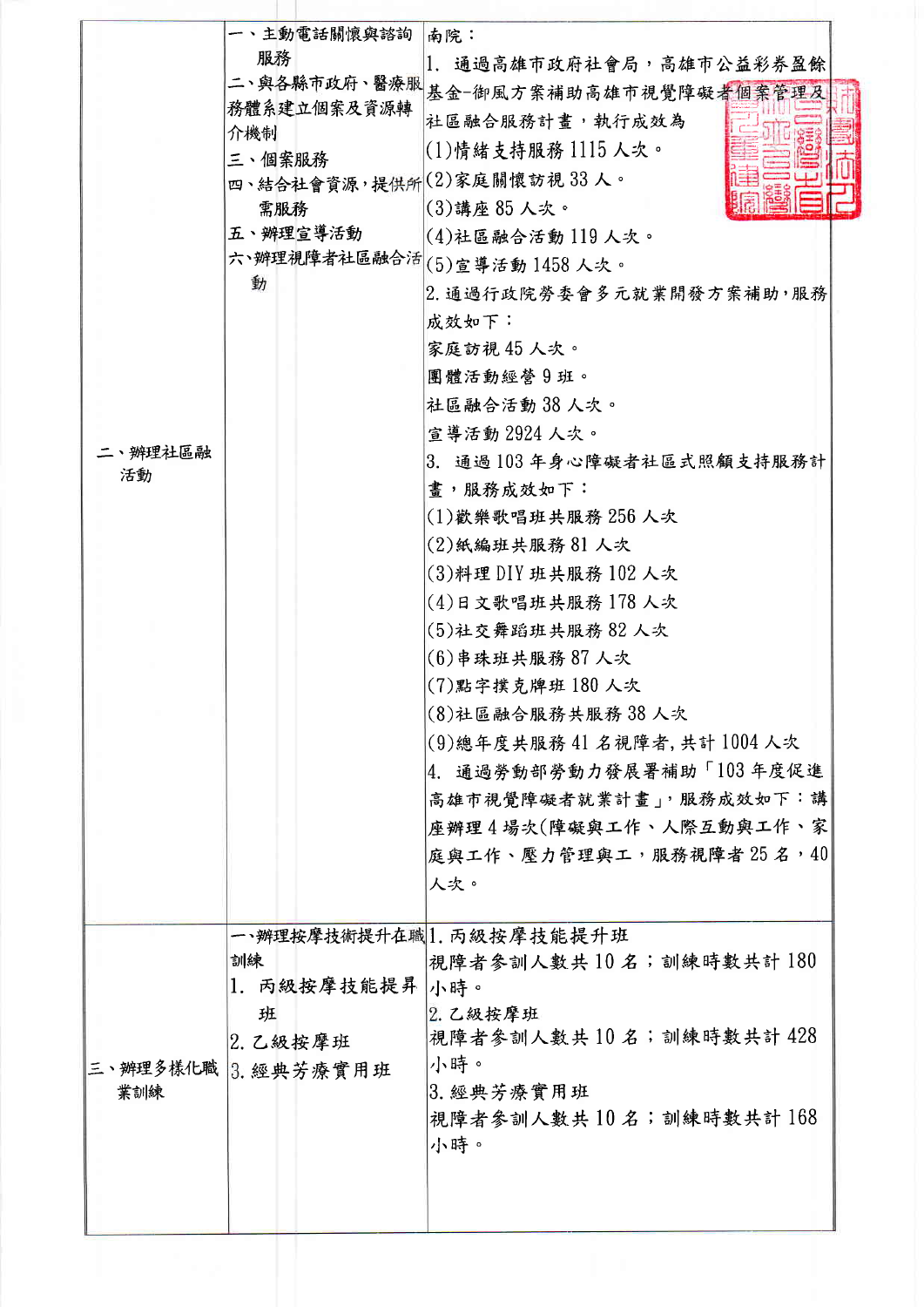| | | |
|---|---|---|
| 二、辦理社區融活動 | 一、主動電話關懷與諮詢服務<br>二、與各縣市政府、醫療服務體系建立個案及資源轉介機制<br>三、個案服務<br>四、結合社會資源，提供所需服務<br>五、辦理宣導活動<br>六、辦理視障者社區融合活動 | 南院：<br>1. 通過高雄市政府社會局，高雄市公益彩券盈餘基金-御風方案補助高雄市視覺障礙者個案管理及社區融合服務計畫，執行成效為<br>(1)情緒支持服務 1115 人次。<br>(2)家庭關懷訪視 33 人。<br>(3)講座 85 人次。<br>(4)社區融合活動 119 人次。<br>(5)宣導活動 1458 人次。<br>2. 通過行政院勞委會多元就業開發方案補助，服務成效如下：<br>家庭訪視 45 人次。<br>團體活動經營 9 班。<br>社區融合活動 38 人次。<br>宣導活動 2924 人次。<br>3. 通過 103 年身心障礙者社區式照顧支持服務計畫，服務成效如下：<br>(1)歡樂歌唱班共服務 256 人次<br>(2)紙編班共服務 81 人次<br>(3)料理 DIY 班共服務 102 人次<br>(4)日文歌唱班共服務 178 人次<br>(5)社交舞蹈班共服務 82 人次<br>(6)串珠班共服務 87 人次<br>(7)點字撲克牌班 180 人次<br>(8)社區融合服務共服務 38 人次<br>(9)總年度共服務 41 名視障者，共計 1004 人次<br>4. 通過勞動部勞動力發展署補助「103 年度促進高雄市視覺障礙者就業計畫」，服務成效如下：講座辦理 4 場次(障礙與工作、人際互動與工作、家庭與工作、壓力管理與工，服務視障者 25 名，40 人次。 |
| 三、辦理多樣化職業訓練 | 一、辦理按摩技術提升在職訓練<br>1. 丙級按摩技能提昇班<br>2. 乙級按摩班<br>3. 經典芳療實用班 | 1. 丙級按摩技能提升班<br>視障者參訓人數共 10 名；訓練時數共計 180 小時。<br>2. 乙級按摩班<br>視障者參訓人數共 10 名；訓練時數共計 428 小時。<br>3. 經典芳療實用班<br>視障者參訓人數共 10 名；訓練時數共計 168 小時。 |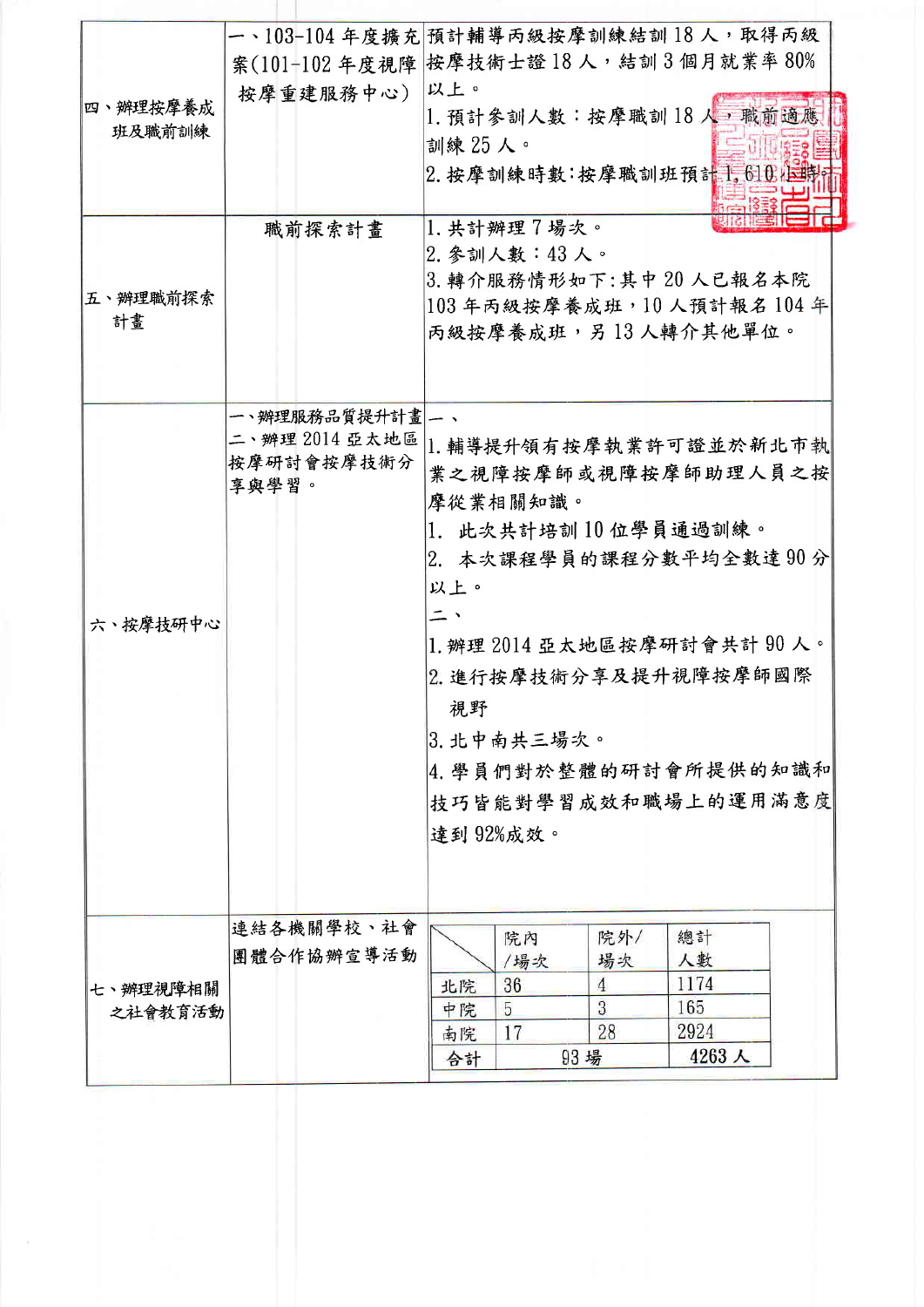| | | |
|---|---|---|
| 四、辦理按摩養成班及職前訓練 | 一、103-104 年度擴充案(101-102 年度視障按摩重建服務中心) | 預計輔導丙級按摩訓練結訓 18 人，取得丙級按摩技術士證 18 人，結訓 3 個月就業率 80% 以上。<br>1. 預計參訓人數：按摩職訓 18 人，職前適應訓練 25 人。<br>2. 按摩訓練時數：按摩職訓班預計 1,610 小時。 |
| 五、辦理職前探索計畫 | 職前探索計畫 | 1. 共計辦理 7 場次。<br>2. 參訓人數：43 人。<br>3. 轉介服務情形如下：其中 20 人已報名本院 103 年丙級按摩養成班，10 人預計報名 104 年丙級按摩養成班，另 13 人轉介其他單位。 |
| 六、按摩技研中心 | 一、辦理服務品質提升計畫<br>二、辦理 2014 亞太地區按摩研討會按摩技術分享與學習。 | 一、<br>1. 輔導提升領有按摩執業許可證並於新北市執業之視障按摩師或視障按摩師助理人員之按摩從業相關知識。<br>1. 此次共計培訓 10 位學員通過訓練。<br>2. 本次課程學員的課程分數平均全數達 90 分以上。<br>二、<br>1. 辦理 2014 亞太地區按摩研討會共計 90 人。<br>2. 進行按摩技術分享及提升視障按摩師國際視野<br>3. 北中南共三場次。<br>4. 學員們對於整體的研討會所提供的知識和技巧皆能對學習成效和職場上的運用滿意度達到 92%成效。 |
| 七、辦理視障相關之社會教育活動 | 連結各機關學校、社會團體合作協辦宣導活動 | 見下表 |

| | 院內/場次 | 院外/場次 | 總計人數 |
|---|---|---|---|
| 北院 | 36 | 4 | 1174 |
| 中院 | 5 | 3 | 165 |
| 南院 | 17 | 28 | 2924 |
| 合計 | 93 場 | | 4263 人 |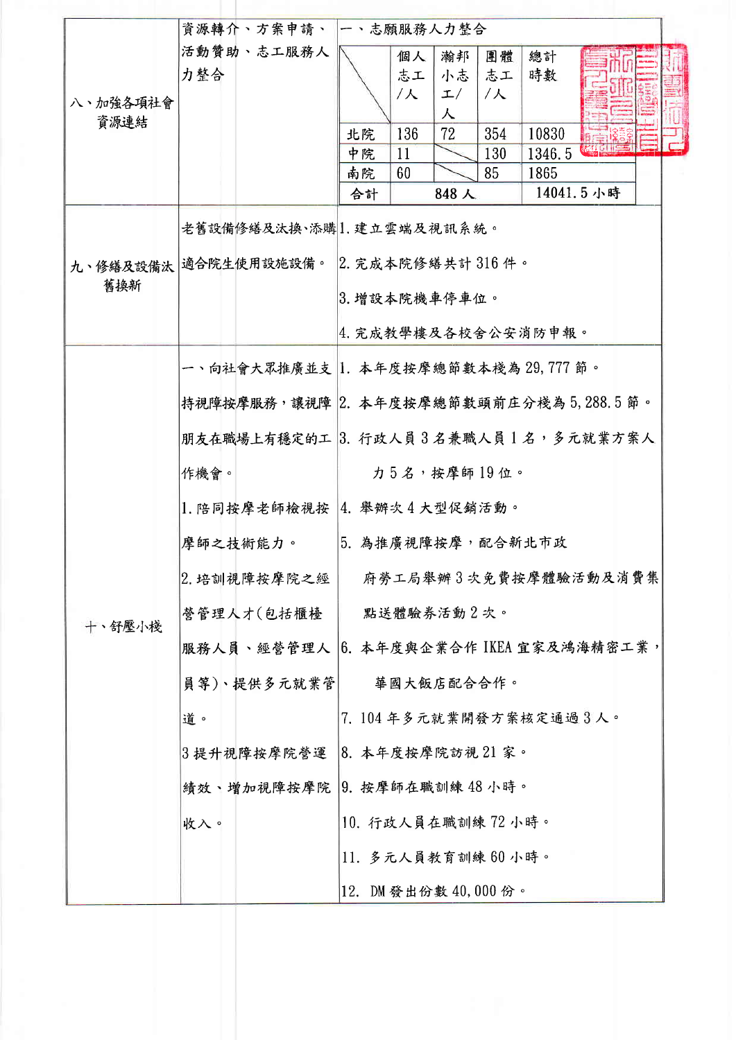| | | |
|---|---|---|
| 八、加強各項社會資源連結 | 資源轉介、方案申請、活動贊助、志工服務人力整合 | 一、志願服務人力整合<br><br>\| \| 個人志工/人 \| 瀚邦小志工/人 \| 團體志工/人 \| 總計時數 \|<br>\|---\|---\|---\|---\|---\|<br>\| 北院 \| 136 \| 72 \| 354 \| 10830 \|<br>\| 中院 \| 11 \| \| 130 \| 1346.5 \|<br>\| 南院 \| 60 \| \| 85 \| 1865 \|<br>\| 合計 \| 848 人 \| \| \| 14041.5 小時 \| |
| 九、修繕及設備汰舊換新 | 老舊設備修繕及汰換、添購適合院生使用設施設備。 | 1. 建立雲端及視訊系統。<br>2. 完成本院修繕共計 316 件。<br>3. 增設本院機車停車位。<br>4. 完成教學樓及各校舍公安消防申報。 |
| 十、舒壓小棧 | 一、向社會大眾推廣並支持視障按摩服務，讓視障朋友在職場上有穩定的工作機會。<br>1. 陪同按摩老師檢視按摩師之技術能力。<br>2. 培訓視障按摩院之經營管理人才(包括櫃檯服務人員、經營管理人員等)、提供多元就業管道。<br>3 提升視障按摩院營運績效、增加視障按摩院收入。 | 1. 本年度按摩總節數本棧為 29,777 節。<br>2. 本年度按摩總節數頭前庄分棧為 5,288.5 節。<br>3. 行政人員 3 名兼職人員 1 名，多元就業方案人力 5 名，按摩師 19 位。<br>4. 舉辦次 4 大型促銷活動。<br>5. 為推廣視障按摩，配合新北市政府勞工局舉辦 3 次免費按摩體驗活動及消費集點送體驗券活動 2 次。<br>6. 本年度與企業合作 IKEA 宜家及鴻海精密工業，華國大飯店配合合作。<br>7. 104 年多元就業開發方案核定通過 3 人。<br>8. 本年度按摩院訪視 21 家。<br>9. 按摩師在職訓練 48 小時。<br>10. 行政人員在職訓練 72 小時。<br>11. 多元人員教育訓練 60 小時。<br>12. DM 發出份數 40,000 份。 |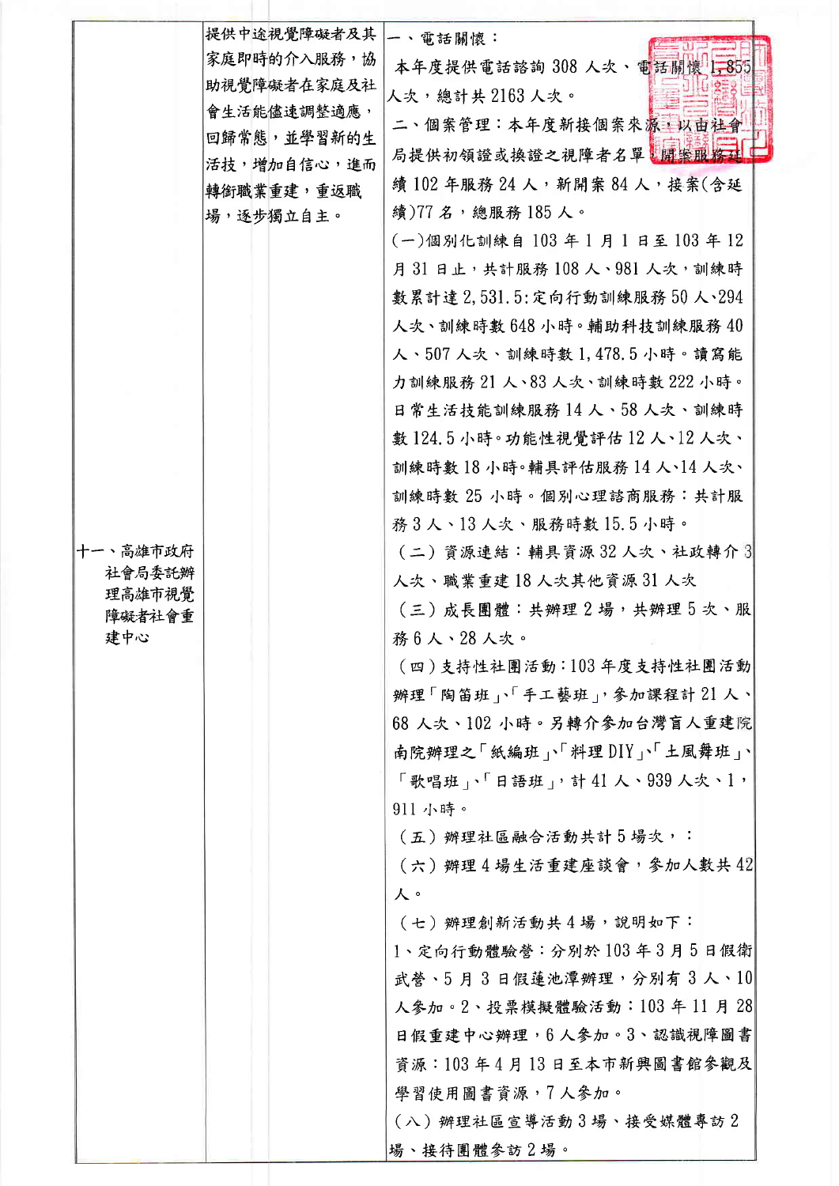| | | |
|---|---|---|
| 十一、高雄市政府社會局委託辦理高雄市視覺障礙者社會重建中心 | 提供中途視覺障礙者及其家庭即時的介入服務，協助視覺障礙者在家庭及社會生活能儘速調整適應，回歸常態，並學習新的生活技，增加自信心，進而轉銜職業重建，重返職場，逐步獨立自主。 | 一、電話關懷：<br>本年度提供電話諮詢 308 人次、電話關懷 1,855 人次，總計共 2163 人次。<br>二、個案管理：本年度新接個案來源，以由社會局提供初領證或換證之視障者名單，開案服務延續 102 年服務 24 人，新開案 84 人，接案(含延續)77 名，總服務 185 人。<br>(一)個別化訓練自 103 年 1 月 1 日至 103 年 12 月 31 日止，共計服務 108 人、981 人次，訓練時數累計達 2,531.5:定向行動訓練服務 50 人、294 人次、訓練時數 648 小時。輔助科技訓練服務 40 人、507 人次、訓練時數 1,478.5 小時。讀寫能力訓練服務 21 人、83 人次、訓練時數 222 小時。日常生活技能訓練服務 14 人、58 人次、訓練時數 124.5 小時。功能性視覺評估 12 人、12 人次、訓練時數 18 小時。輔具評估服務 14 人、14 人次、訓練時數 25 小時。個別心理諮商服務：共計服務 3 人、13 人次、服務時數 15.5 小時。<br>（二）資源連結：輔具資源 32 人次、社政轉介 3 人次、職業重建 18 人次其他資源 31 人次<br>（三）成長團體：共辦理 2 場，共辦理 5 次、服務 6 人、28 人次。<br>（四）支持性社團活動：103 年度支持性社團活動辦理「陶笛班」、「手工藝班」，參加課程計 21 人、68 人次、102 小時。另轉介參加台灣盲人重建院南院辦理之「紙編班」、「料理 DIY」、「土風舞班」、「歌唱班」、「日語班」，計 41 人、939 人次、1，911 小時。<br>（五）辦理社區融合活動共計 5 場次，：<br>（六）辦理 4 場生活重建座談會，參加人數共 42 人。<br>（七）辦理創新活動共 4 場，說明如下：<br>1、定向行動體驗營：分別於 103 年 3 月 5 日假衛武營、5 月 3 日假蓮池潭辦理，分別有 3 人、10 人參加。2、投票模擬體驗活動：103 年 11 月 28 日假重建中心辦理，6 人參加。3、認識視障圖書資源：103 年 4 月 13 日至本市新興圖書館參觀及學習使用圖書資源，7 人參加。<br>（八）辦理社區宣導活動 3 場、接受媒體專訪 2 場、接待團體參訪 2 場。 |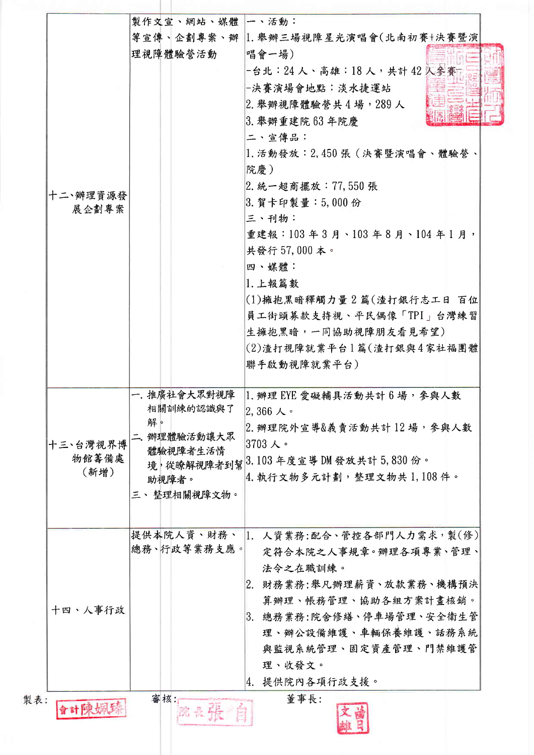| | | |
|---|---|---|
| 十二、辦理資源發展企劃專案 | 製作文宣、網站、媒體等宣傳、企劃專案、辦理視障體驗營活動 | 一、活動：<br>1. 舉辦三場視障星光演唱會(北南初賽+決賽暨演唱會一場)<br>-台北：24 人、高雄：18 人，共計 42 人參賽<br>-決賽演場會地點：淡水捷運站<br>2. 舉辦視障體驗營共 4 場，289 人<br>3. 舉辦重建院 63 年院慶<br>二、宣傳品：<br>1. 活動發放：2,450 張（決賽暨演唱會、體驗營、院慶）<br>2. 統一超商擺放：77,550 張<br>3. 賀卡印製量：5,000 份<br>三、刊物：<br>重建報：103 年 3 月、103 年 8 月、104 年 1 月，共發行 57,000 本。<br>四、媒體：<br>1. 上報篇數<br>(1)擁抱黑暗釋觸力量 2 篇(渣打銀行志工日 百位員工街頭募款支持視、平民偶像「TPI」台灣練習生擁抱黑暗，一同協助視障朋友看見希望)<br>(2)渣打視障就業平台 1 篇(渣打銀與 4 家社福團體聯手啟動視障就業平台) |
| 十三、台灣視界博物館籌備處（新增） | 一. 推廣社會大眾對視障相關訓練的認識與了解。<br>二. 辦理體驗活動讓大眾體驗視障者生活情境，從瞭解視障者到幫助視障者。<br>三、 整理相關視障文物。 | 1. 辦理 EYE 愛礙輔具活動共計 6 場，參與人數 2,366 人。<br>2. 辦理院外宣導&義賣活動共計 12 場，參與人數 3703 人。<br>3. 103 年度宣導 DM 發放共計 5,830 份。<br>4. 執行文物多元計劃，整理文物共 1,108 件。 |
| 十四、人事行政 | 提供本院人資、財務、總務、行政等業務支應。 | 1. 人資業務:配合、管控各部門人力需求，製(修)定符合本院之人事規章。辦理各項專業、管理、法令之在職訓練。<br>2. 財務業務:舉凡辦理薪資、放款業務、機構預決算辦理、帳務管理、協助各組方案計畫核銷。<br>3. 總務業務:院舍修繕、停車場管理、安全衛生管理、辦公設備維護、車輛保養維護、話務系統與監視系統管理、固定資產管理、門禁維護管理、收發文。<br>4. 提供院內各項行政支援。 |

製表：會計陳姵臻　　審核：院長張○自　　董事長：文雄